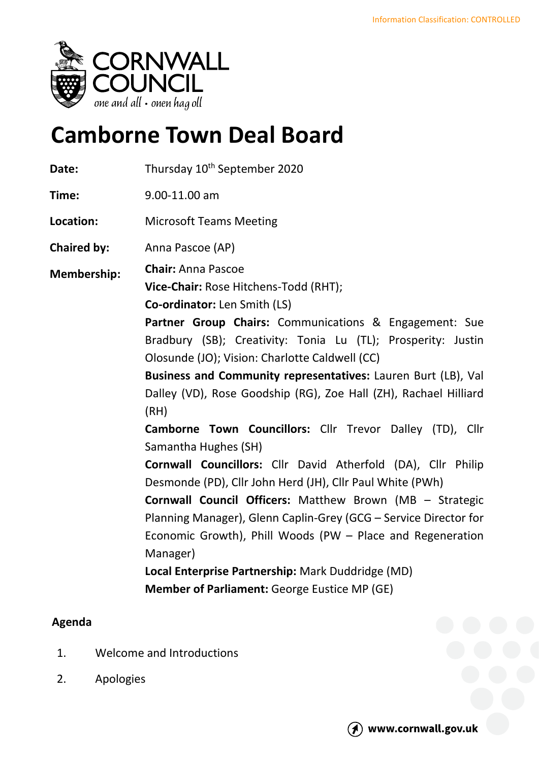# Camborne Town Deal Board

| | |
|---|---|
| **Date:** | Thursday 10th September 2020 |
| **Time:** | 9.00-11.00 am |
| **Location:** | Microsoft Teams Meeting |
| **Chaired by:** | Anna Pascoe (AP) |
| **Membership:** | **Chair:** Anna Pascoe<br>**Vice-Chair:** Rose Hitchens-Todd (RHT);<br>**Co-ordinator:** Len Smith (LS)<br>**Partner Group Chairs:** Communications & Engagement: Sue Bradbury (SB); Creativity: Tonia Lu (TL); Prosperity: Justin Olosunde (JO); Vision: Charlotte Caldwell (CC)<br>**Business and Community representatives:** Lauren Burt (LB), Val Dalley (VD), Rose Goodship (RG), Zoe Hall (ZH), Rachael Hilliard (RH)<br>**Camborne Town Councillors:** Cllr Trevor Dalley (TD), Cllr Samantha Hughes (SH)<br>**Cornwall Councillors:** Cllr David Atherfold (DA), Cllr Philip Desmonde (PD), Cllr John Herd (JH), Cllr Paul White (PWh)<br>**Cornwall Council Officers:** Matthew Brown (MB – Strategic Planning Manager), Glenn Caplin-Grey (GCG – Service Director for Economic Growth), Phill Woods (PW – Place and Regeneration Manager)<br>**Local Enterprise Partnership:** Mark Duddridge (MD)<br>**Member of Parliament:** George Eustice MP (GE) |

## Agenda

1. Welcome and Introductions
2. Apologies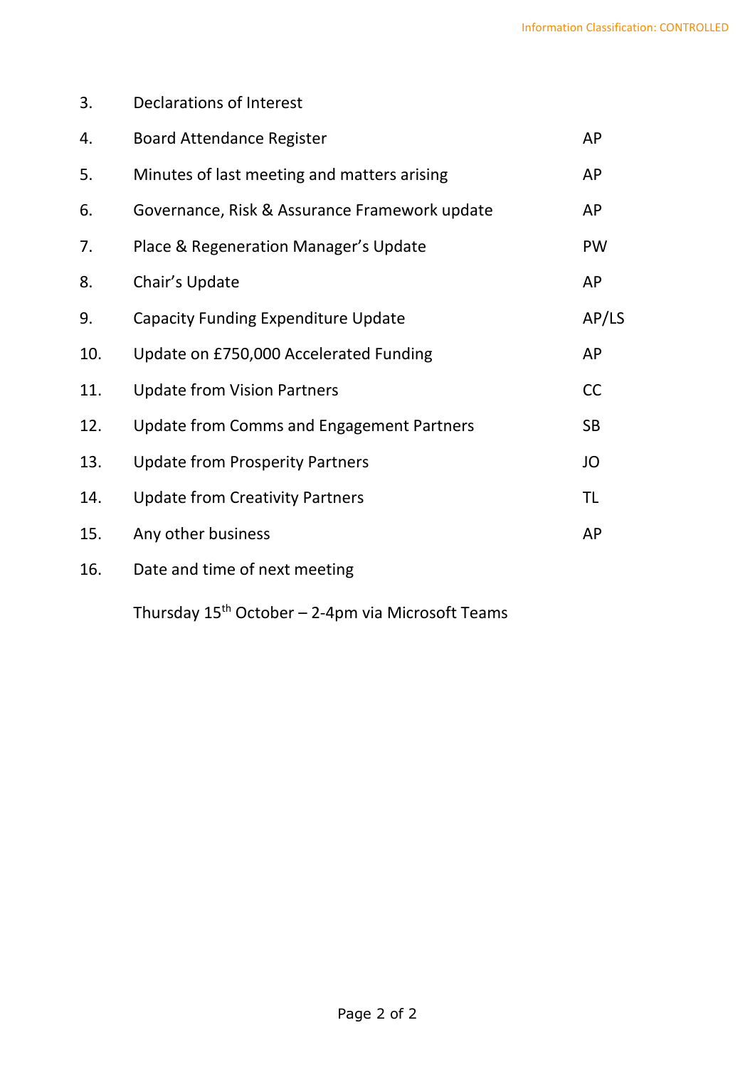| | | |
|---|---|---|
| 3. | Declarations of Interest | |
| 4. | Board Attendance Register | AP |
| 5. | Minutes of last meeting and matters arising | AP |
| 6. | Governance, Risk & Assurance Framework update | AP |
| 7. | Place & Regeneration Manager's Update | PW |
| 8. | Chair's Update | AP |
| 9. | Capacity Funding Expenditure Update | AP/LS |
| 10. | Update on £750,000 Accelerated Funding | AP |
| 11. | Update from Vision Partners | CC |
| 12. | Update from Comms and Engagement Partners | SB |
| 13. | Update from Prosperity Partners | JO |
| 14. | Update from Creativity Partners | TL |
| 15. | Any other business | AP |
| 16. | Date and time of next meeting | |

Thursday 15th October – 2-4pm via Microsoft Teams